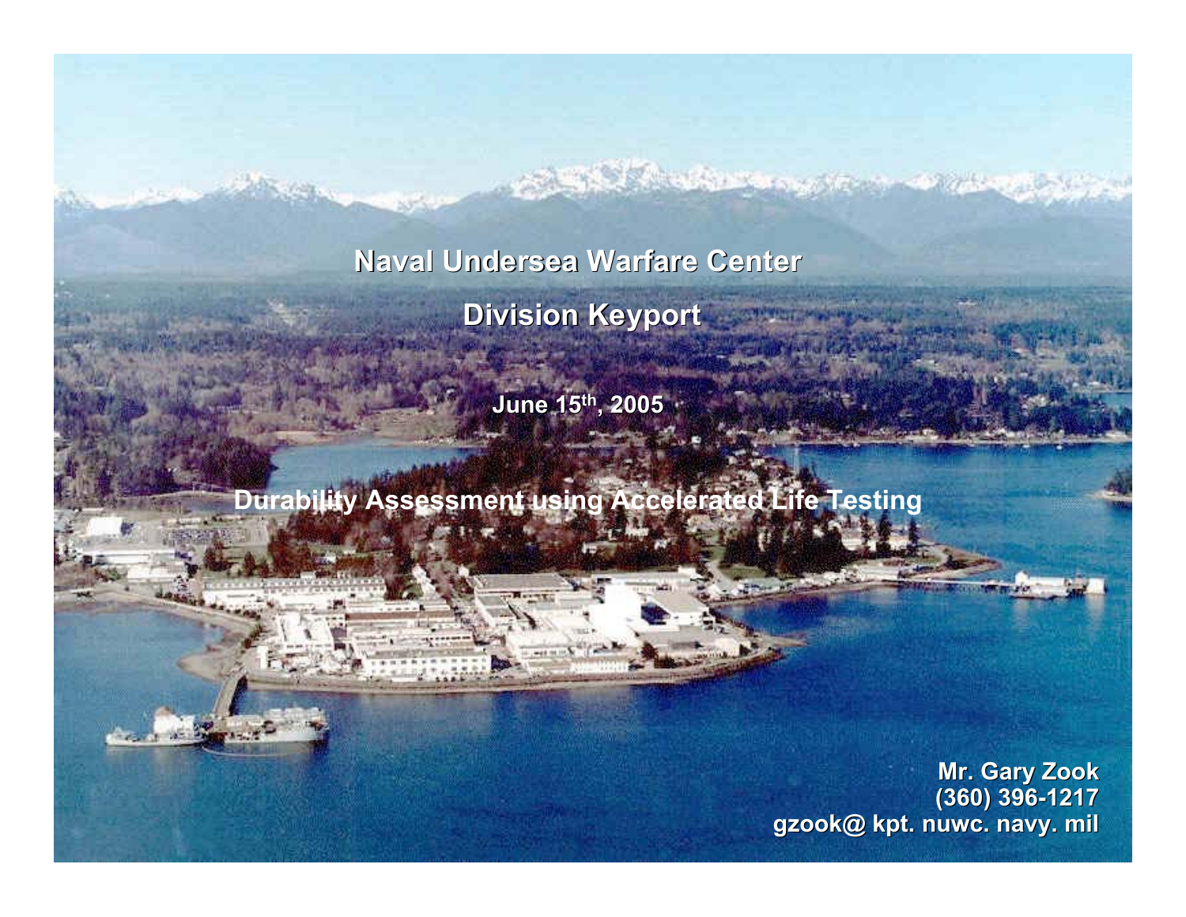# Naval Undersea Warfare Center

## Division Keyport

June 15th, 2005

## Durability Assessment using Accelerated Life Testing

Mr. Gary Zook
(360) 396-1217
gzook@ kpt. nuwc. navy. mil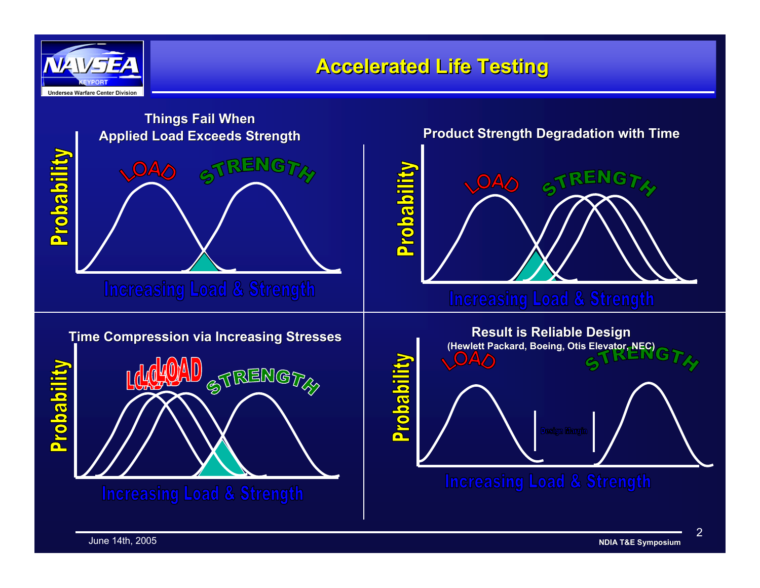# Accelerated Life Testing

### Things Fail When Applied Load Exceeds Strength

LOAD — STRENGTH

Probability

Increasing Load & Strength

### Product Strength Degradation with Time

LOAD — STRENGTH

Probability

Increasing Load & Strength

### Time Compression via Increasing Stresses

LOAD — STRENGTH

Probability

Increasing Load & Strength

### Result is Reliable Design

(Hewlett Packard, Boeing, Otis Elevator, NEC)

LOAD — Design Margin — STRENGTH

Probability

Increasing Load & Strength

June 14th, 2005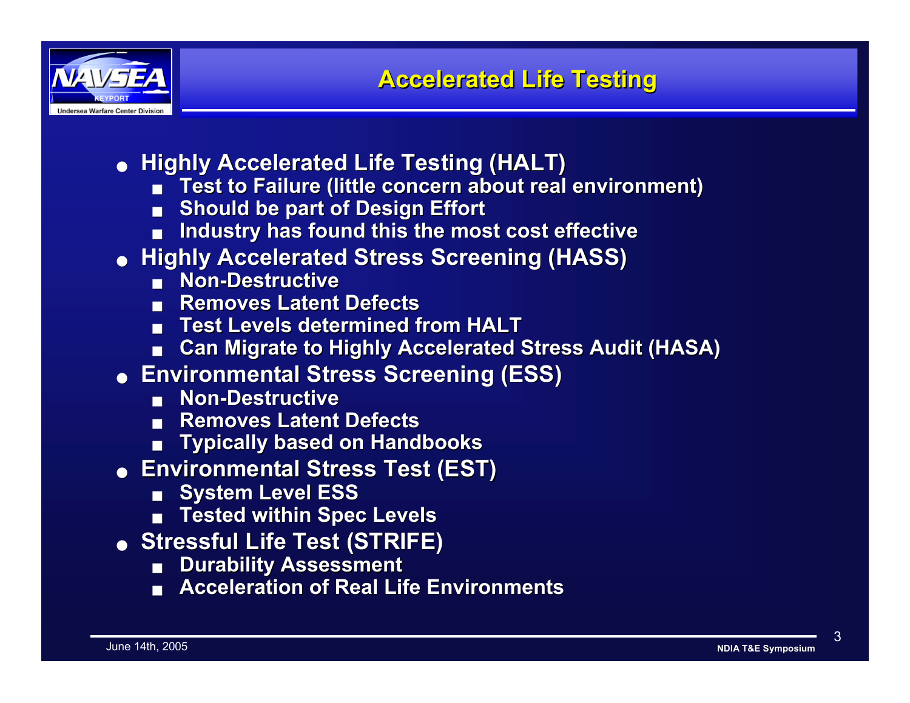# Accelerated Life Testing

- Highly Accelerated Life Testing (HALT)
  - Test to Failure (little concern about real environment)
  - Should be part of Design Effort
  - Industry has found this the most cost effective
- Highly Accelerated Stress Screening (HASS)
  - Non-Destructive
  - Removes Latent Defects
  - Test Levels determined from HALT
  - Can Migrate to Highly Accelerated Stress Audit (HASA)
- Environmental Stress Screening (ESS)
  - Non-Destructive
  - Removes Latent Defects
  - Typically based on Handbooks
- Environmental Stress Test (EST)
  - System Level ESS
  - Tested within Spec Levels
- Stressful Life Test (STRIFE)
  - Durability Assessment
  - Acceleration of Real Life Environments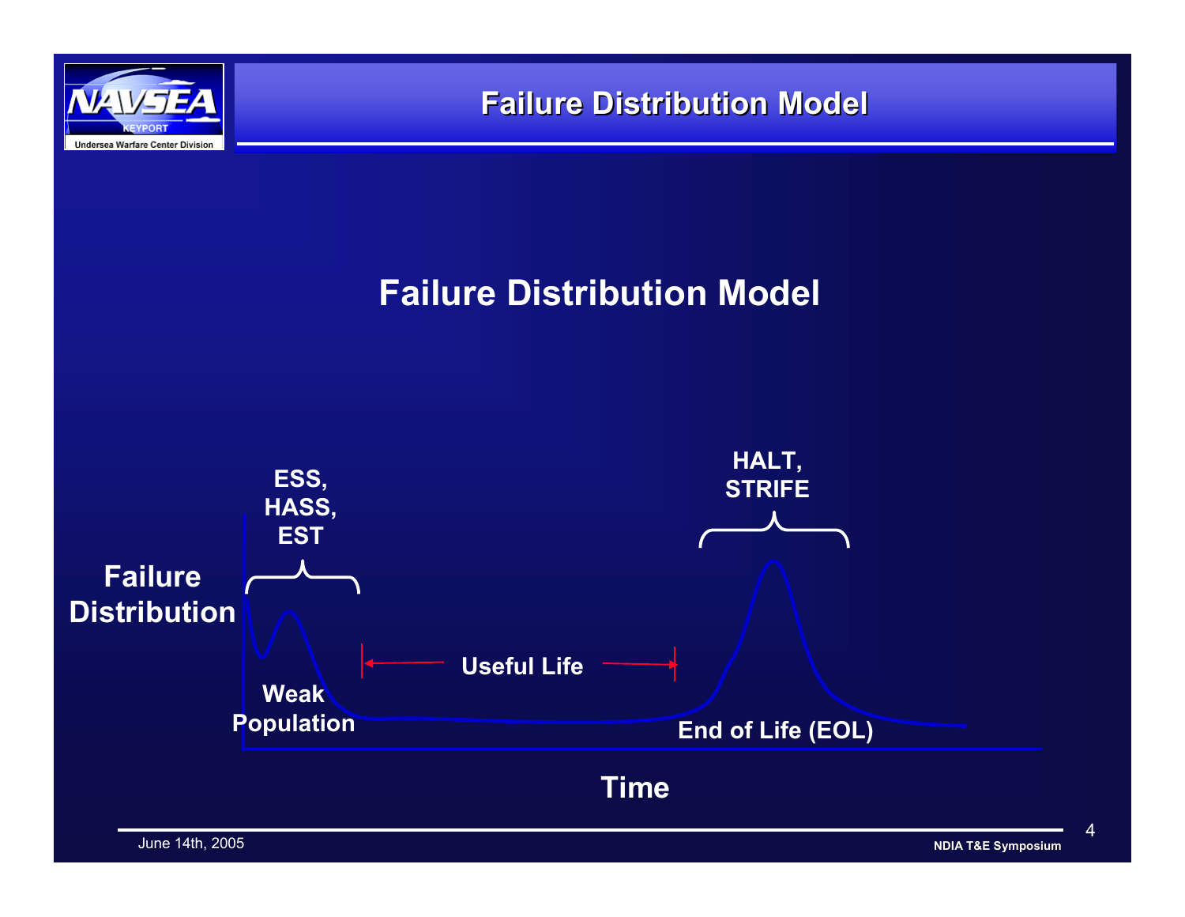# Failure Distribution Model

## Failure Distribution Model

ESS, HASS, EST

HALT, STRIFE

Failure Distribution

Weak Population

Useful Life

End of Life (EOL)

Time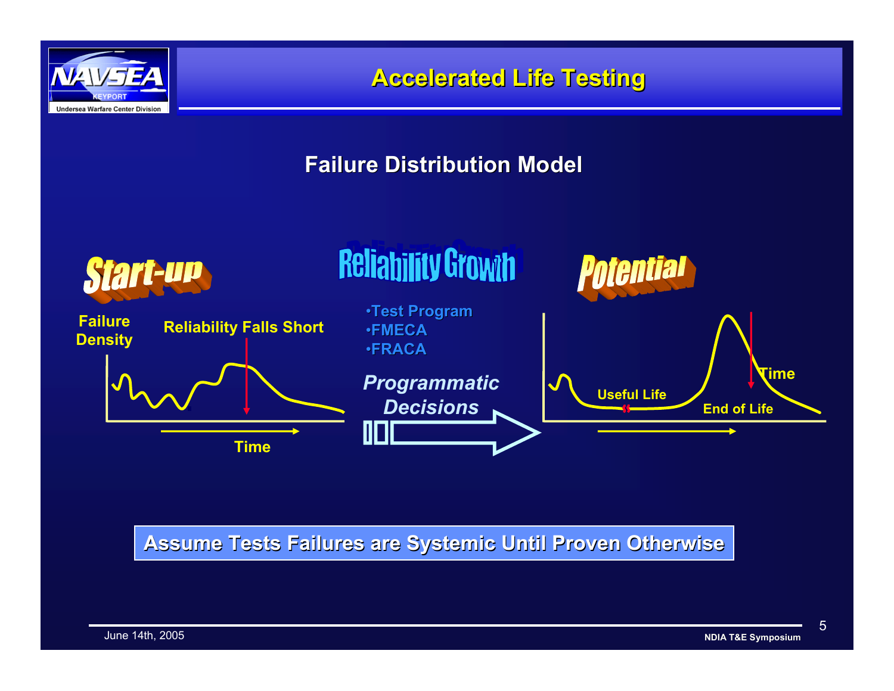# Accelerated Life Testing

## Failure Distribution Model

**Start-up**

Failure Density

Reliability Falls Short

Time

**Reliability Growth**

- Test Program
- FMECA
- FRACA

*Programmatic Decisions*

**Potential**

Useful Life

Time

End of Life

**Assume Tests Failures are Systemic Until Proven Otherwise**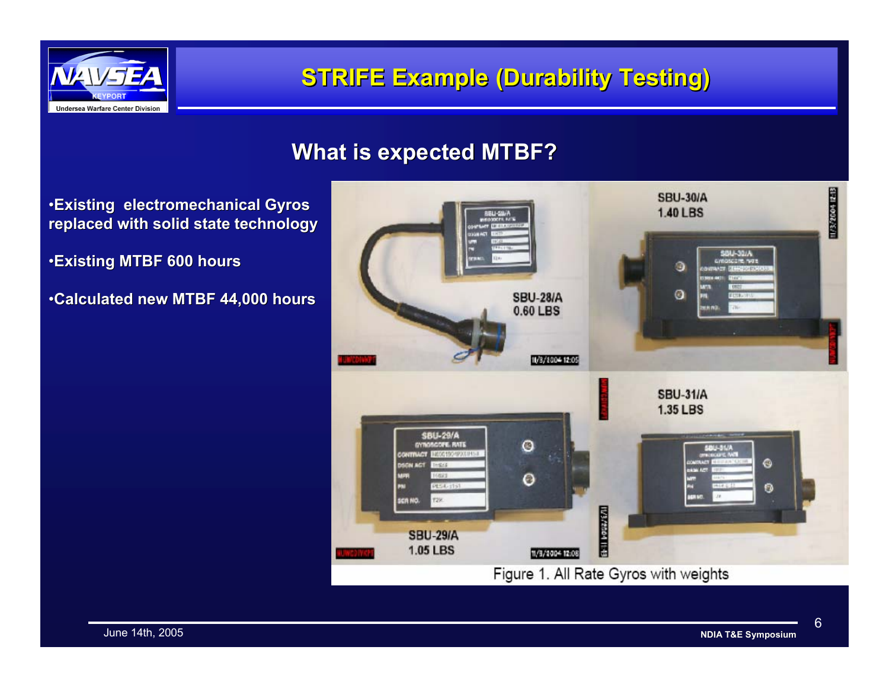# STRIFE Example (Durability Testing)

## What is expected MTBF?

- Existing electromechanical Gyros replaced with solid state technology
- Existing MTBF 600 hours
- Calculated new MTBF 44,000 hours

SBU-28/A
0.60 LBS

SBU-30/A
1.40 LBS

SBU-29/A
1.05 LBS

SBU-31/A
1.35 LBS

Figure 1. All Rate Gyros with weights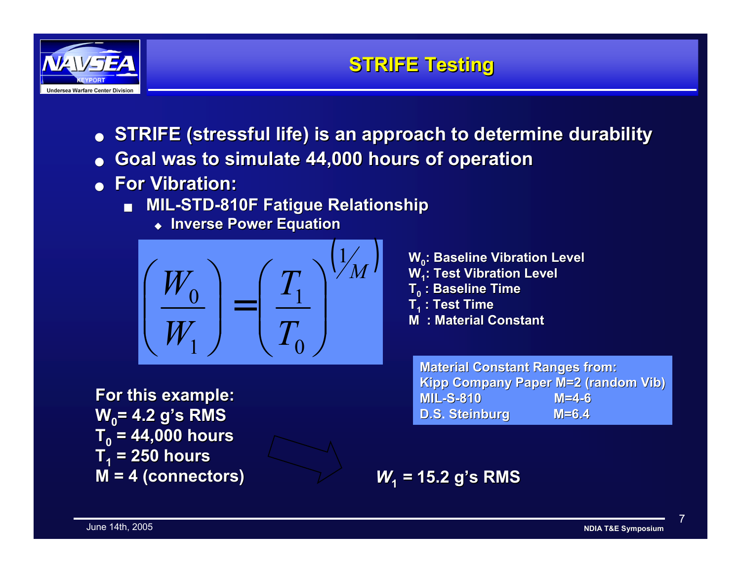# STRIFE Testing

- STRIFE (stressful life) is an approach to determine durability
- Goal was to simulate 44,000 hours of operation
- For Vibration:
  - MIL-STD-810F Fatigue Relationship
    - Inverse Power Equation

$$\left(\frac{W_0}{W_1}\right) = \left(\frac{T_1}{T_0}\right)^{\left(1/M\right)}$$

$W_0$: Baseline Vibration Level
$W_1$: Test Vibration Level
$T_0$ : Baseline Time
$T_1$ : Test Time
M : Material Constant

Material Constant Ranges from:
Kipp Company Paper M=2 (random Vib)
MIL-S-810 M=4-6
D.S. Steinburg M=6.4

For this example:
$W_0$= 4.2 g's RMS
$T_0$ = 44,000 hours
$T_1$ = 250 hours
M = 4 (connectors)

$W_1$ = 15.2 g's RMS

June 14th, 2005

NDIA T&E Symposium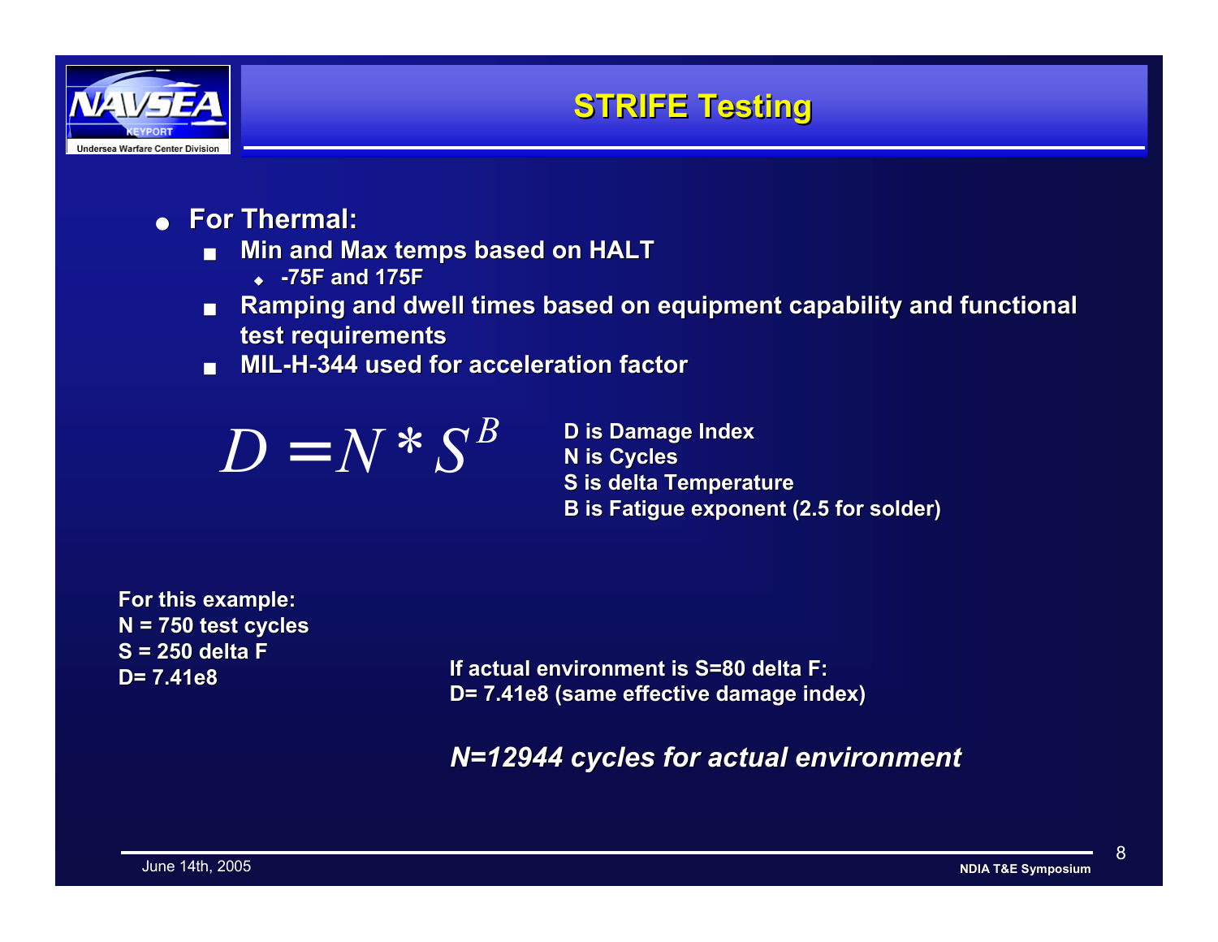# STRIFE Testing

- **For Thermal:**
  - **Min and Max temps based on HALT**
    - **-75F and 175F**
  - **Ramping and dwell times based on equipment capability and functional test requirements**
  - **MIL-H-344 used for acceleration factor**

$$D = N * S^B$$

**D is Damage Index**
**N is Cycles**
**S is delta Temperature**
**B is Fatigue exponent (2.5 for solder)**

**For this example:**
**N = 750 test cycles**
**S = 250 delta F**
**D= 7.41e8**

**If actual environment is S=80 delta F:**
**D= 7.41e8 (same effective damage index)**

***N=12944 cycles for actual environment***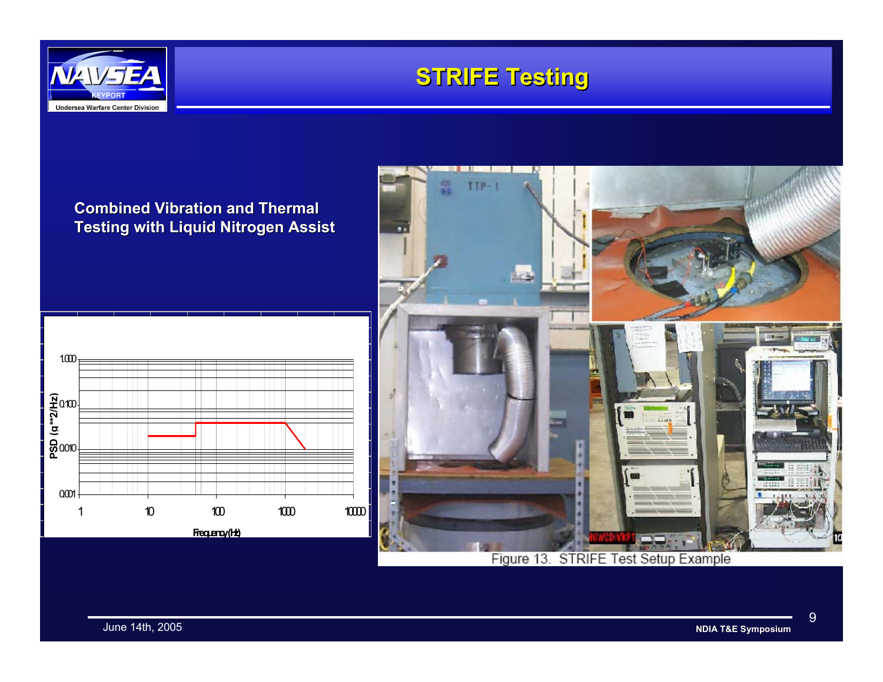# STRIFE Testing

**Combined Vibration and Thermal Testing with Liquid Nitrogen Assist**

Figure 13. STRIFE Test Setup Example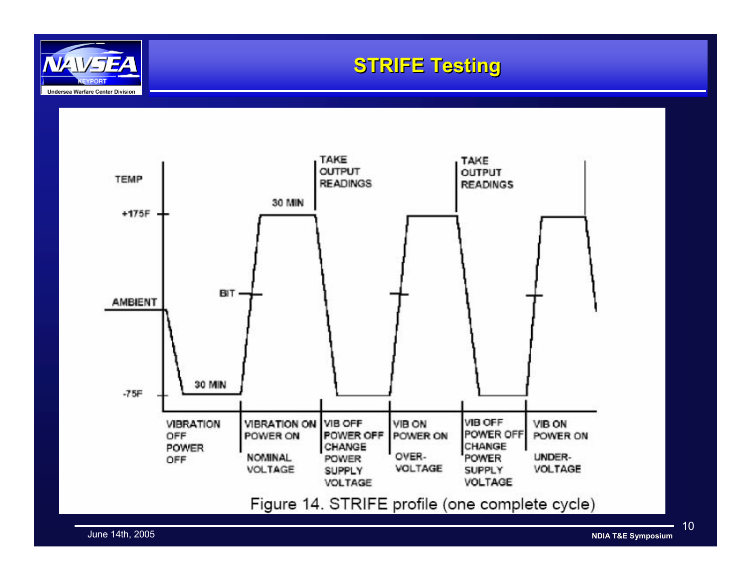# STRIFE Testing

TEMP

+175F

AMBIENT

-75F

30 MIN

30 MIN

BIT

TAKE OUTPUT READINGS

TAKE OUTPUT READINGS

VIBRATION OFF POWER OFF

VIBRATION ON POWER ON NOMINAL VOLTAGE

VIB OFF POWER OFF CHANGE POWER SUPPLY VOLTAGE

VIB ON POWER ON OVER-VOLTAGE

VIB OFF POWER OFF CHANGE POWER SUPPLY VOLTAGE

VIB ON POWER ON UNDER-VOLTAGE

Figure 14. STRIFE profile (one complete cycle)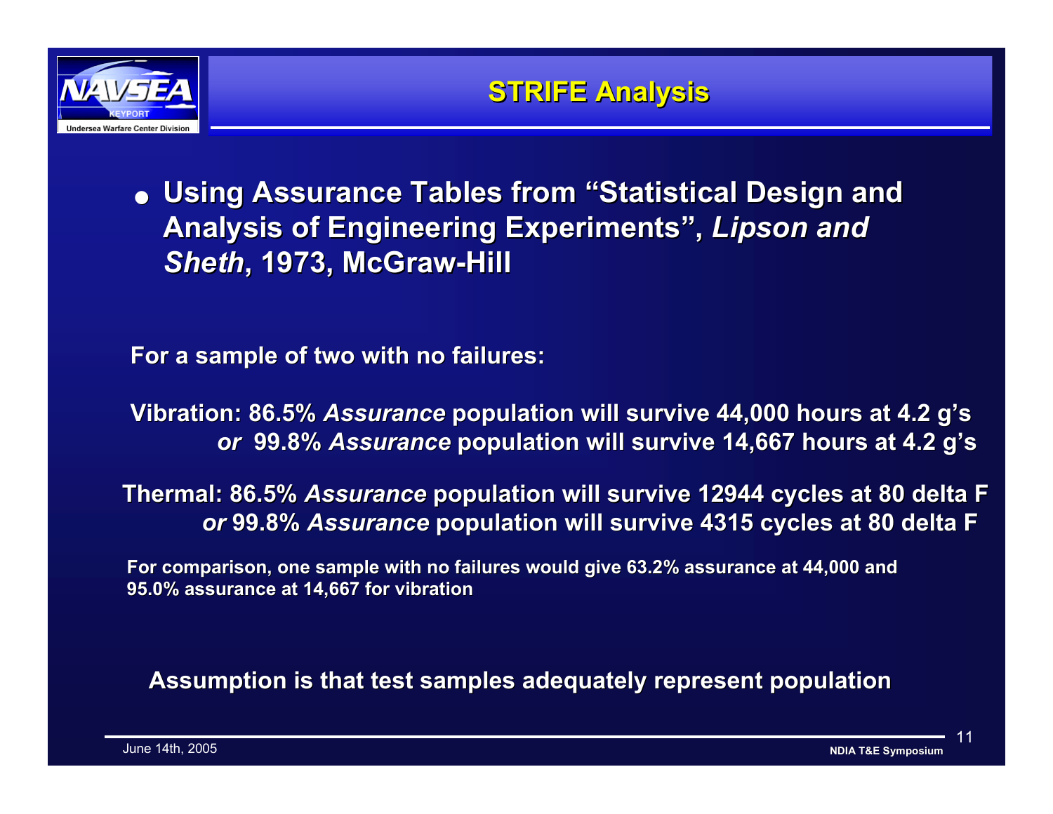# STRIFE Analysis

- **Using Assurance Tables from "Statistical Design and Analysis of Engineering Experiments", *Lipson and Sheth*, 1973, McGraw-Hill**

**For a sample of two with no failures:**

**Vibration: 86.5% *Assurance* population will survive 44,000 hours at 4.2 g's**
***or* 99.8% *Assurance* population will survive 14,667 hours at 4.2 g's**

**Thermal: 86.5% *Assurance* population will survive 12944 cycles at 80 delta F**
***or* 99.8% *Assurance* population will survive 4315 cycles at 80 delta F**

**For comparison, one sample with no failures would give 63.2% assurance at 44,000 and 95.0% assurance at 14,667 for vibration**

**Assumption is that test samples adequately represent population**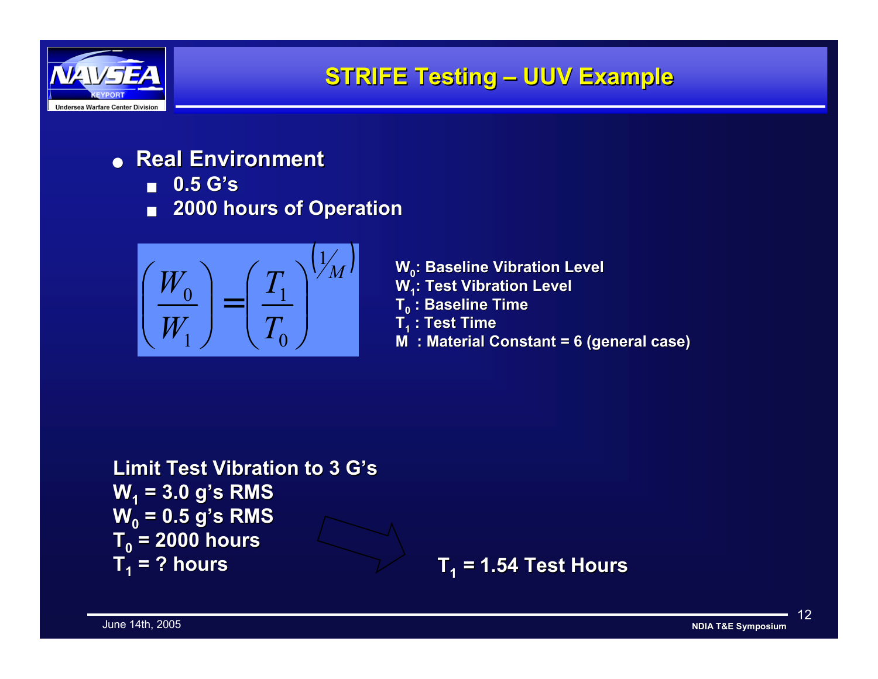# STRIFE Testing – UUV Example

- **Real Environment**
  - **0.5 G's**
  - **2000 hours of Operation**

$$\left(\frac{W_0}{W_1}\right) = \left(\frac{T_1}{T_0}\right)^{\left(1/M\right)}$$

**$W_0$: Baseline Vibration Level**
**$W_1$: Test Vibration Level**
**$T_0$ : Baseline Time**
**$T_1$ : Test Time**
**M : Material Constant = 6 (general case)**

**Limit Test Vibration to 3 G's**
**$W_1$ = 3.0 g's RMS**
**$W_0$ = 0.5 g's RMS**
**$T_0$ = 2000 hours**
**$T_1$ = ? hours**

**$T_1$ = 1.54 Test Hours**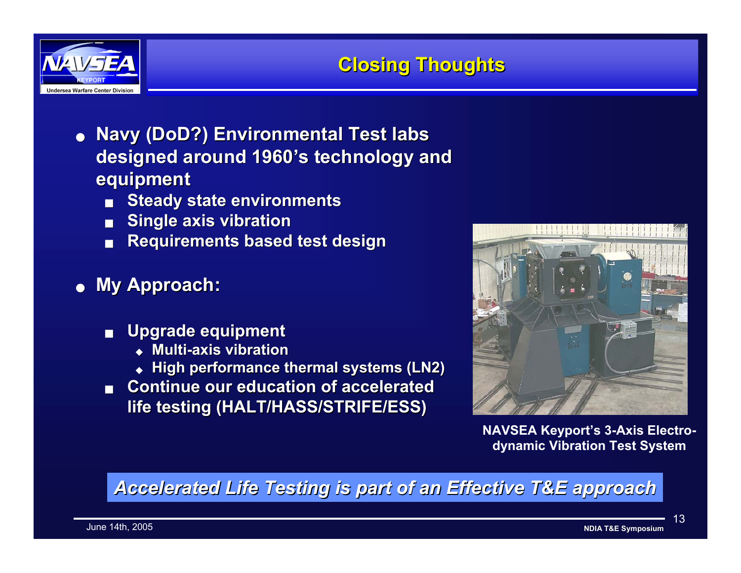## Closing Thoughts

- Navy (DoD?) Environmental Test labs designed around 1960's technology and equipment
  - Steady state environments
  - Single axis vibration
  - Requirements based test design

- My Approach:
  - Upgrade equipment
    - Multi-axis vibration
    - High performance thermal systems (LN2)
  - Continue our education of accelerated life testing (HALT/HASS/STRIFE/ESS)

NAVSEA Keyport's 3-Axis Electro-dynamic Vibration Test System

***Accelerated Life Testing is part of an Effective T&E approach***